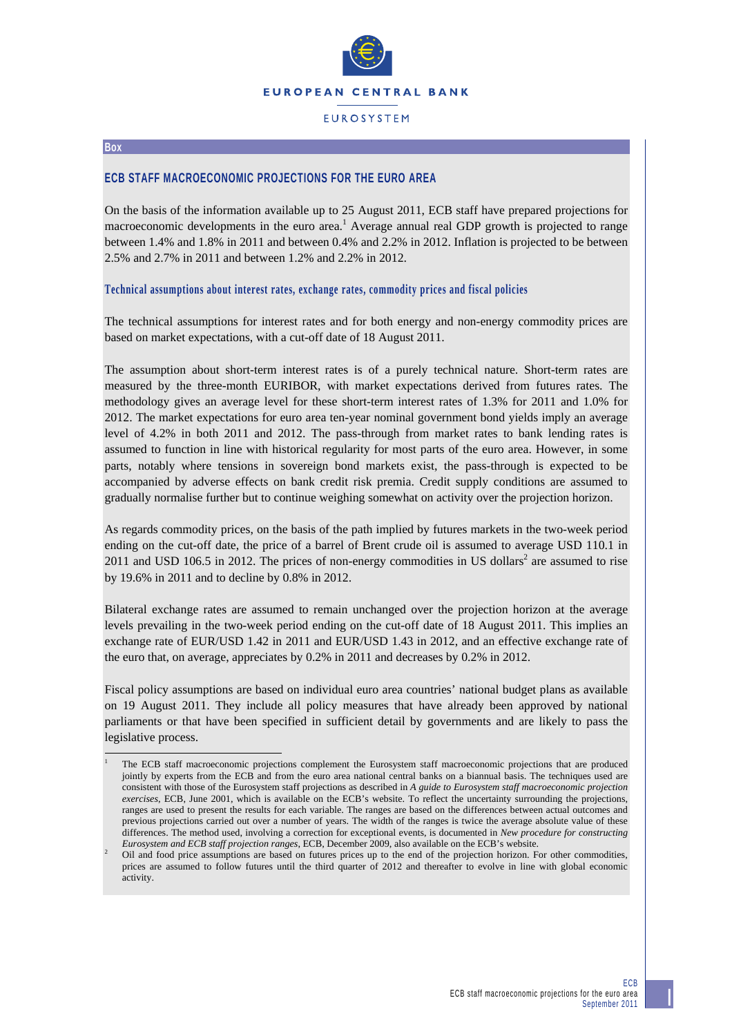**Box**

## ECB STAFF MACROECONOMIC PROJECTIONS FOR THE EURO AREA

On the basis of the information available up to 25 August 2011, ECB staff have prepared projections for macroeconomic developments in the euro area.[1] Average annual real GDP growth is projected to range between 1.4% and 1.8% in 2011 and between 0.4% and 2.2% in 2012. Inflation is projected to be between 2.5% and 2.7% in 2011 and between 1.2% and 2.2% in 2012.

### Technical assumptions about interest rates, exchange rates, commodity prices and fiscal policies

The technical assumptions for interest rates and for both energy and non-energy commodity prices are based on market expectations, with a cut-off date of 18 August 2011.

The assumption about short-term interest rates is of a purely technical nature. Short-term rates are measured by the three-month EURIBOR, with market expectations derived from futures rates. The methodology gives an average level for these short-term interest rates of 1.3% for 2011 and 1.0% for 2012. The market expectations for euro area ten-year nominal government bond yields imply an average level of 4.2% in both 2011 and 2012. The pass-through from market rates to bank lending rates is assumed to function in line with historical regularity for most parts of the euro area. However, in some parts, notably where tensions in sovereign bond markets exist, the pass-through is expected to be accompanied by adverse effects on bank credit risk premia. Credit supply conditions are assumed to gradually normalise further but to continue weighing somewhat on activity over the projection horizon.

As regards commodity prices, on the basis of the path implied by futures markets in the two-week period ending on the cut-off date, the price of a barrel of Brent crude oil is assumed to average USD 110.1 in 2011 and USD 106.5 in 2012. The prices of non-energy commodities in US dollars[2] are assumed to rise by 19.6% in 2011 and to decline by 0.8% in 2012.

Bilateral exchange rates are assumed to remain unchanged over the projection horizon at the average levels prevailing in the two-week period ending on the cut-off date of 18 August 2011. This implies an exchange rate of EUR/USD 1.42 in 2011 and EUR/USD 1.43 in 2012, and an effective exchange rate of the euro that, on average, appreciates by 0.2% in 2011 and decreases by 0.2% in 2012.

Fiscal policy assumptions are based on individual euro area countries' national budget plans as available on 19 August 2011. They include all policy measures that have already been approved by national parliaments or that have been specified in sufficient detail by governments and are likely to pass the legislative process.

---

[1] The ECB staff macroeconomic projections complement the Eurosystem staff macroeconomic projections that are produced jointly by experts from the ECB and from the euro area national central banks on a biannual basis. The techniques used are consistent with those of the Eurosystem staff projections as described in *A guide to Eurosystem staff macroeconomic projection exercises*, ECB, June 2001, which is available on the ECB's website. To reflect the uncertainty surrounding the projections, ranges are used to present the results for each variable. The ranges are based on the differences between actual outcomes and previous projections carried out over a number of years. The width of the ranges is twice the average absolute value of these differences. The method used, involving a correction for exceptional events, is documented in *New procedure for constructing Eurosystem and ECB staff projection ranges*, ECB, December 2009, also available on the ECB's website.

[2] Oil and food price assumptions are based on futures prices up to the end of the projection horizon. For other commodities, prices are assumed to follow futures until the third quarter of 2012 and thereafter to evolve in line with global economic activity.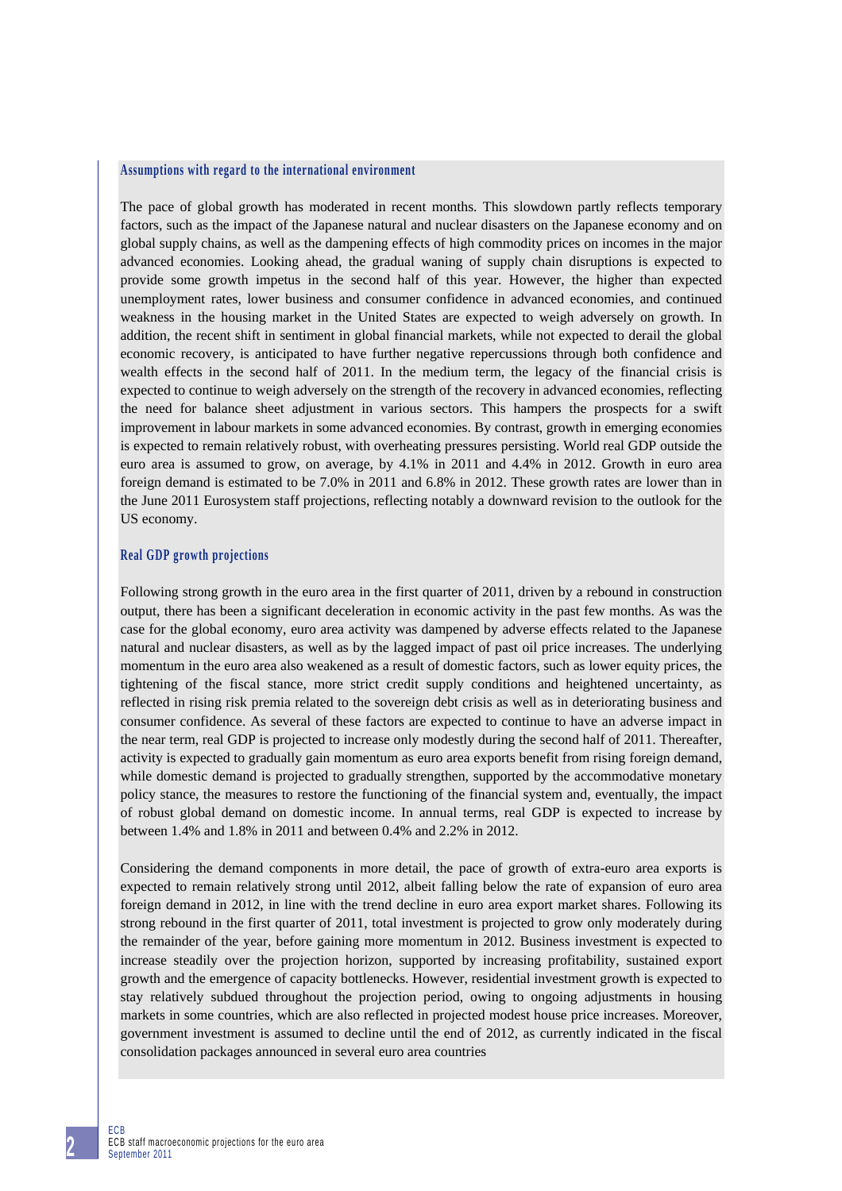### Assumptions with regard to the international environment

The pace of global growth has moderated in recent months. This slowdown partly reflects temporary factors, such as the impact of the Japanese natural and nuclear disasters on the Japanese economy and on global supply chains, as well as the dampening effects of high commodity prices on incomes in the major advanced economies. Looking ahead, the gradual waning of supply chain disruptions is expected to provide some growth impetus in the second half of this year. However, the higher than expected unemployment rates, lower business and consumer confidence in advanced economies, and continued weakness in the housing market in the United States are expected to weigh adversely on growth. In addition, the recent shift in sentiment in global financial markets, while not expected to derail the global economic recovery, is anticipated to have further negative repercussions through both confidence and wealth effects in the second half of 2011. In the medium term, the legacy of the financial crisis is expected to continue to weigh adversely on the strength of the recovery in advanced economies, reflecting the need for balance sheet adjustment in various sectors. This hampers the prospects for a swift improvement in labour markets in some advanced economies. By contrast, growth in emerging economies is expected to remain relatively robust, with overheating pressures persisting. World real GDP outside the euro area is assumed to grow, on average, by 4.1% in 2011 and 4.4% in 2012. Growth in euro area foreign demand is estimated to be 7.0% in 2011 and 6.8% in 2012. These growth rates are lower than in the June 2011 Eurosystem staff projections, reflecting notably a downward revision to the outlook for the US economy.

### Real GDP growth projections

Following strong growth in the euro area in the first quarter of 2011, driven by a rebound in construction output, there has been a significant deceleration in economic activity in the past few months. As was the case for the global economy, euro area activity was dampened by adverse effects related to the Japanese natural and nuclear disasters, as well as by the lagged impact of past oil price increases. The underlying momentum in the euro area also weakened as a result of domestic factors, such as lower equity prices, the tightening of the fiscal stance, more strict credit supply conditions and heightened uncertainty, as reflected in rising risk premia related to the sovereign debt crisis as well as in deteriorating business and consumer confidence. As several of these factors are expected to continue to have an adverse impact in the near term, real GDP is projected to increase only modestly during the second half of 2011. Thereafter, activity is expected to gradually gain momentum as euro area exports benefit from rising foreign demand, while domestic demand is projected to gradually strengthen, supported by the accommodative monetary policy stance, the measures to restore the functioning of the financial system and, eventually, the impact of robust global demand on domestic income. In annual terms, real GDP is expected to increase by between 1.4% and 1.8% in 2011 and between 0.4% and 2.2% in 2012.

Considering the demand components in more detail, the pace of growth of extra-euro area exports is expected to remain relatively strong until 2012, albeit falling below the rate of expansion of euro area foreign demand in 2012, in line with the trend decline in euro area export market shares. Following its strong rebound in the first quarter of 2011, total investment is projected to grow only moderately during the remainder of the year, before gaining more momentum in 2012. Business investment is expected to increase steadily over the projection horizon, supported by increasing profitability, sustained export growth and the emergence of capacity bottlenecks. However, residential investment growth is expected to stay relatively subdued throughout the projection period, owing to ongoing adjustments in housing markets in some countries, which are also reflected in projected modest house price increases. Moreover, government investment is assumed to decline until the end of 2012, as currently indicated in the fiscal consolidation packages announced in several euro area countries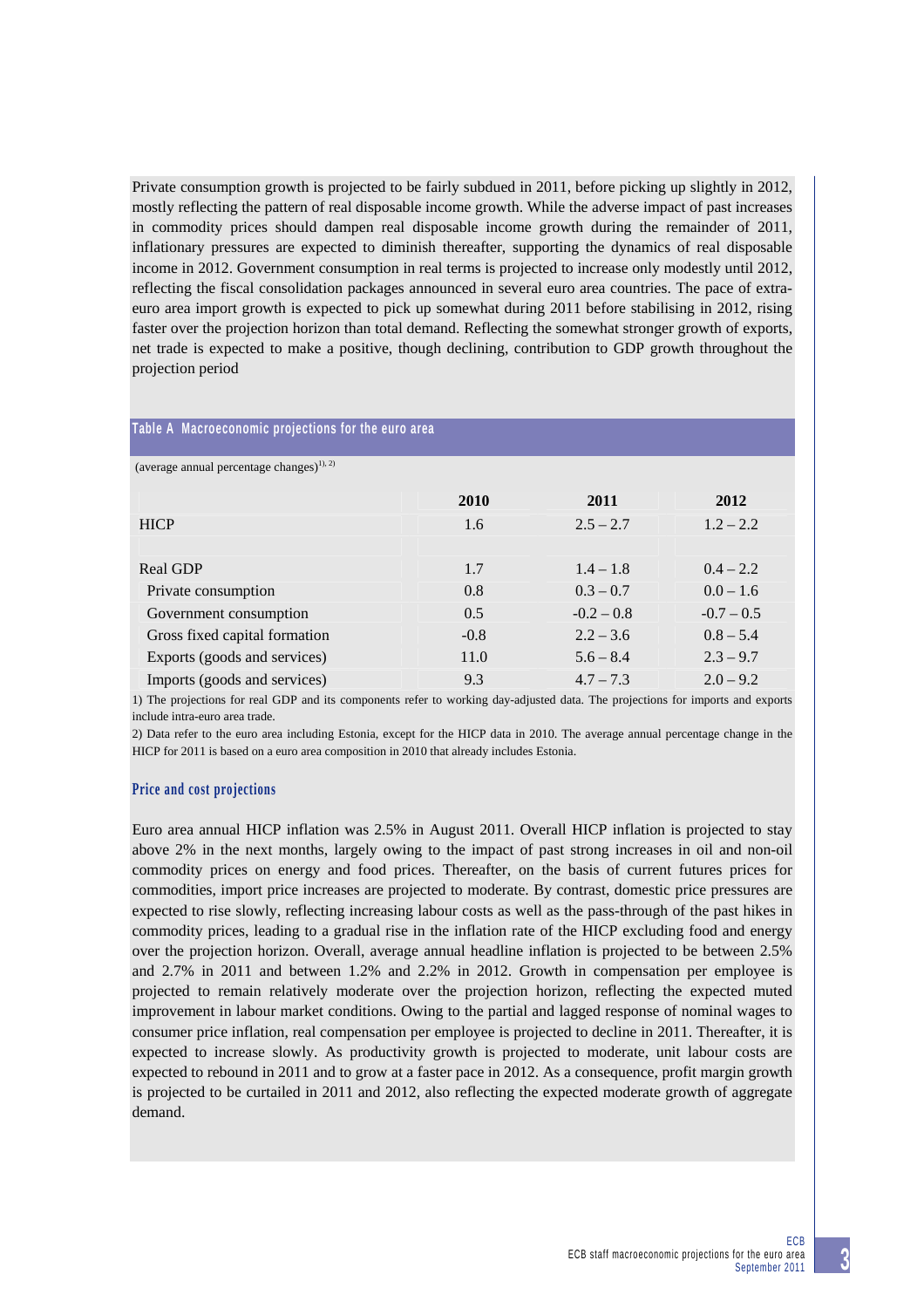Private consumption growth is projected to be fairly subdued in 2011, before picking up slightly in 2012, mostly reflecting the pattern of real disposable income growth. While the adverse impact of past increases in commodity prices should dampen real disposable income growth during the remainder of 2011, inflationary pressures are expected to diminish thereafter, supporting the dynamics of real disposable income in 2012. Government consumption in real terms is projected to increase only modestly until 2012, reflecting the fiscal consolidation packages announced in several euro area countries. The pace of extra-euro area import growth is expected to pick up somewhat during 2011 before stabilising in 2012, rising faster over the projection horizon than total demand. Reflecting the somewhat stronger growth of exports, net trade is expected to make a positive, though declining, contribution to GDP growth throughout the projection period

**Table A Macroeconomic projections for the euro area**

(average annual percentage changes)[1), 2)]

| | 2010 | 2011 | 2012 |
|---|---|---|---|
| HICP | 1.6 | 2.5 – 2.7 | 1.2 – 2.2 |
| | | | |
| Real GDP | 1.7 | 1.4 – 1.8 | 0.4 – 2.2 |
| Private consumption | 0.8 | 0.3 – 0.7 | 0.0 – 1.6 |
| Government consumption | 0.5 | -0.2 – 0.8 | -0.7 – 0.5 |
| Gross fixed capital formation | -0.8 | 2.2 – 3.6 | 0.8 – 5.4 |
| Exports (goods and services) | 11.0 | 5.6 – 8.4 | 2.3 – 9.7 |
| Imports (goods and services) | 9.3 | 4.7 – 7.3 | 2.0 – 9.2 |

1) The projections for real GDP and its components refer to working day-adjusted data. The projections for imports and exports include intra-euro area trade.

2) Data refer to the euro area including Estonia, except for the HICP data in 2010. The average annual percentage change in the HICP for 2011 is based on a euro area composition in 2010 that already includes Estonia.

### Price and cost projections

Euro area annual HICP inflation was 2.5% in August 2011. Overall HICP inflation is projected to stay above 2% in the next months, largely owing to the impact of past strong increases in oil and non-oil commodity prices on energy and food prices. Thereafter, on the basis of current futures prices for commodities, import price increases are projected to moderate. By contrast, domestic price pressures are expected to rise slowly, reflecting increasing labour costs as well as the pass-through of the past hikes in commodity prices, leading to a gradual rise in the inflation rate of the HICP excluding food and energy over the projection horizon. Overall, average annual headline inflation is projected to be between 2.5% and 2.7% in 2011 and between 1.2% and 2.2% in 2012. Growth in compensation per employee is projected to remain relatively moderate over the projection horizon, reflecting the expected muted improvement in labour market conditions. Owing to the partial and lagged response of nominal wages to consumer price inflation, real compensation per employee is projected to decline in 2011. Thereafter, it is expected to increase slowly. As productivity growth is projected to moderate, unit labour costs are expected to rebound in 2011 and to grow at a faster pace in 2012. As a consequence, profit margin growth is projected to be curtailed in 2011 and 2012, also reflecting the expected moderate growth of aggregate demand.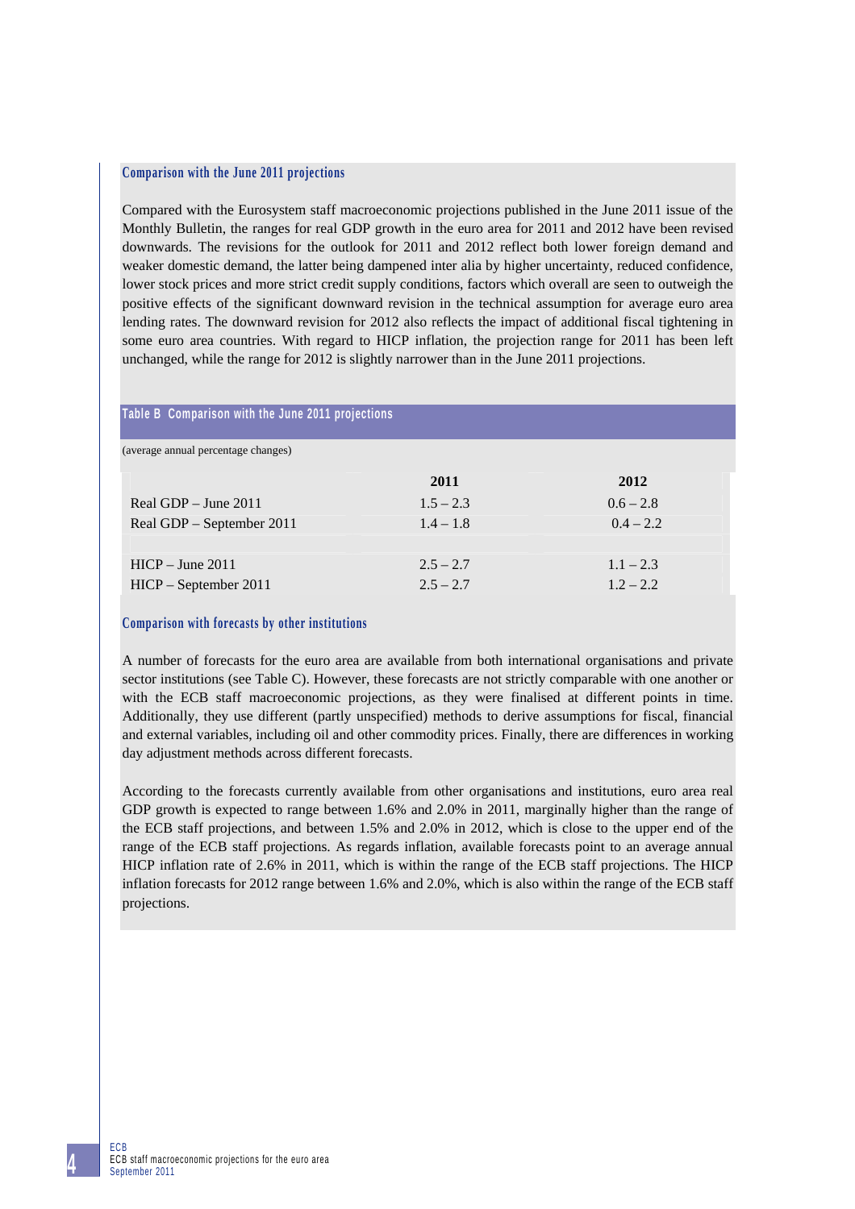### Comparison with the June 2011 projections

Compared with the Eurosystem staff macroeconomic projections published in the June 2011 issue of the Monthly Bulletin, the ranges for real GDP growth in the euro area for 2011 and 2012 have been revised downwards. The revisions for the outlook for 2011 and 2012 reflect both lower foreign demand and weaker domestic demand, the latter being dampened inter alia by higher uncertainty, reduced confidence, lower stock prices and more strict credit supply conditions, factors which overall are seen to outweigh the positive effects of the significant downward revision in the technical assumption for average euro area lending rates. The downward revision for 2012 also reflects the impact of additional fiscal tightening in some euro area countries. With regard to HICP inflation, the projection range for 2011 has been left unchanged, while the range for 2012 is slightly narrower than in the June 2011 projections.

**Table B Comparison with the June 2011 projections**

(average annual percentage changes)

| | 2011 | 2012 |
|---|---|---|
| Real GDP – June 2011 | 1.5 – 2.3 | 0.6 – 2.8 |
| Real GDP – September 2011 | 1.4 – 1.8 | 0.4 – 2.2 |
| | | |
| HICP – June 2011 | 2.5 – 2.7 | 1.1 – 2.3 |
| HICP – September 2011 | 2.5 – 2.7 | 1.2 – 2.2 |

### Comparison with forecasts by other institutions

A number of forecasts for the euro area are available from both international organisations and private sector institutions (see Table C). However, these forecasts are not strictly comparable with one another or with the ECB staff macroeconomic projections, as they were finalised at different points in time. Additionally, they use different (partly unspecified) methods to derive assumptions for fiscal, financial and external variables, including oil and other commodity prices. Finally, there are differences in working day adjustment methods across different forecasts.

According to the forecasts currently available from other organisations and institutions, euro area real GDP growth is expected to range between 1.6% and 2.0% in 2011, marginally higher than the range of the ECB staff projections, and between 1.5% and 2.0% in 2012, which is close to the upper end of the range of the ECB staff projections. As regards inflation, available forecasts point to an average annual HICP inflation rate of 2.6% in 2011, which is within the range of the ECB staff projections. The HICP inflation forecasts for 2012 range between 1.6% and 2.0%, which is also within the range of the ECB staff projections.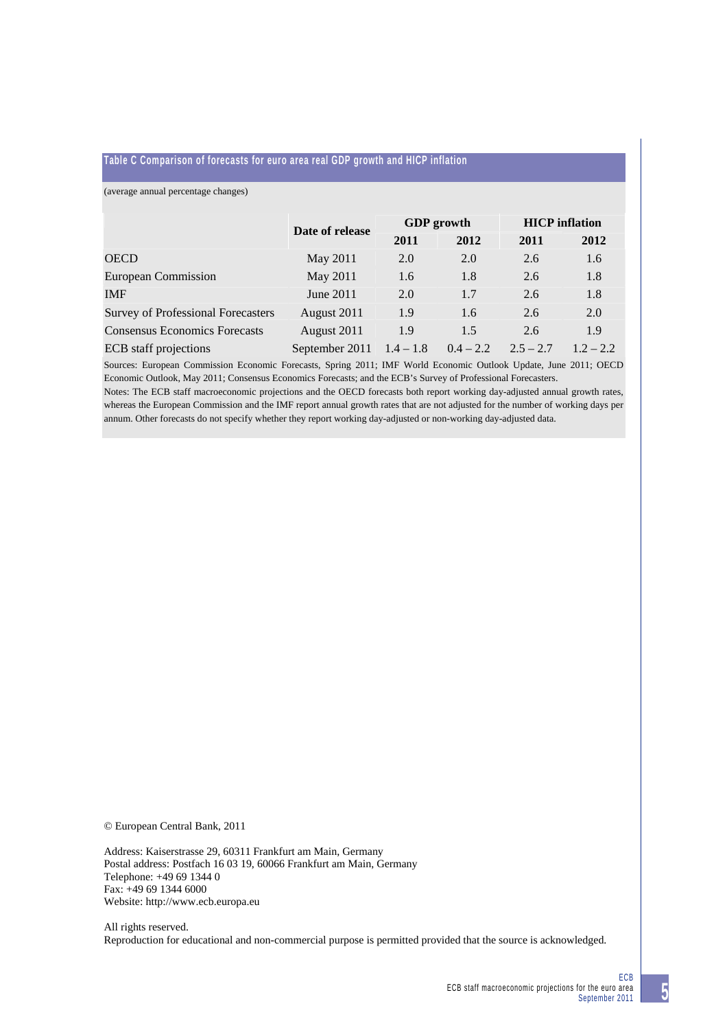**Table C Comparison of forecasts for euro area real GDP growth and HICP inflation**

(average annual percentage changes)

| | Date of release | GDP growth | | HICP inflation | |
|---|---|---|---|---|---|
| | | 2011 | 2012 | 2011 | 2012 |
| OECD | May 2011 | 2.0 | 2.0 | 2.6 | 1.6 |
| European Commission | May 2011 | 1.6 | 1.8 | 2.6 | 1.8 |
| IMF | June 2011 | 2.0 | 1.7 | 2.6 | 1.8 |
| Survey of Professional Forecasters | August 2011 | 1.9 | 1.6 | 2.6 | 2.0 |
| Consensus Economics Forecasts | August 2011 | 1.9 | 1.5 | 2.6 | 1.9 |
| ECB staff projections | September 2011 | 1.4 – 1.8 | 0.4 – 2.2 | 2.5 – 2.7 | 1.2 – 2.2 |

Sources: European Commission Economic Forecasts, Spring 2011; IMF World Economic Outlook Update, June 2011; OECD Economic Outlook, May 2011; Consensus Economics Forecasts; and the ECB's Survey of Professional Forecasters.

Notes: The ECB staff macroeconomic projections and the OECD forecasts both report working day-adjusted annual growth rates, whereas the European Commission and the IMF report annual growth rates that are not adjusted for the number of working days per annum. Other forecasts do not specify whether they report working day-adjusted or non-working day-adjusted data.

© European Central Bank, 2011

Address: Kaiserstrasse 29, 60311 Frankfurt am Main, Germany
Postal address: Postfach 16 03 19, 60066 Frankfurt am Main, Germany
Telephone: +49 69 1344 0
Fax: +49 69 1344 6000
Website: http://www.ecb.europa.eu

All rights reserved.
Reproduction for educational and non-commercial purpose is permitted provided that the source is acknowledged.